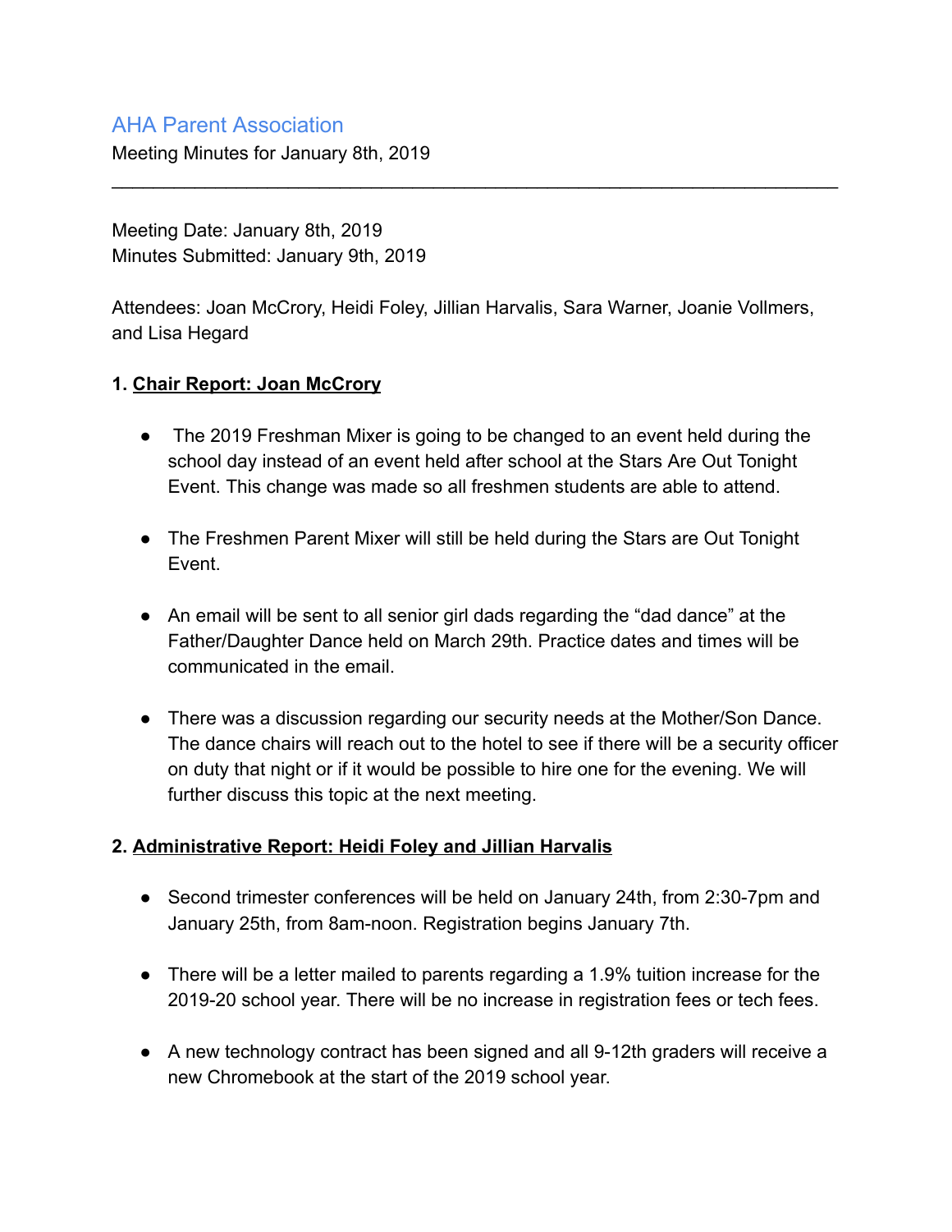# AHA Parent Association

Meeting Minutes for January 8th, 2019

---

Meeting Date: January 8th, 2019
Minutes Submitted: January 9th, 2019

Attendees: Joan McCrory, Heidi Foley, Jillian Harvalis, Sara Warner, Joanie Vollmers, and Lisa Hegard

**1. <u>Chair Report: Joan McCrory</u>**

- The 2019 Freshman Mixer is going to be changed to an event held during the school day instead of an event held after school at the Stars Are Out Tonight Event. This change was made so all freshmen students are able to attend.

- The Freshmen Parent Mixer will still be held during the Stars are Out Tonight Event.

- An email will be sent to all senior girl dads regarding the "dad dance" at the Father/Daughter Dance held on March 29th. Practice dates and times will be communicated in the email.

- There was a discussion regarding our security needs at the Mother/Son Dance. The dance chairs will reach out to the hotel to see if there will be a security officer on duty that night or if it would be possible to hire one for the evening. We will further discuss this topic at the next meeting.

**2. <u>Administrative Report: Heidi Foley and Jillian Harvalis</u>**

- Second trimester conferences will be held on January 24th, from 2:30-7pm and January 25th, from 8am-noon. Registration begins January 7th.

- There will be a letter mailed to parents regarding a 1.9% tuition increase for the 2019-20 school year. There will be no increase in registration fees or tech fees.

- A new technology contract has been signed and all 9-12th graders will receive a new Chromebook at the start of the 2019 school year.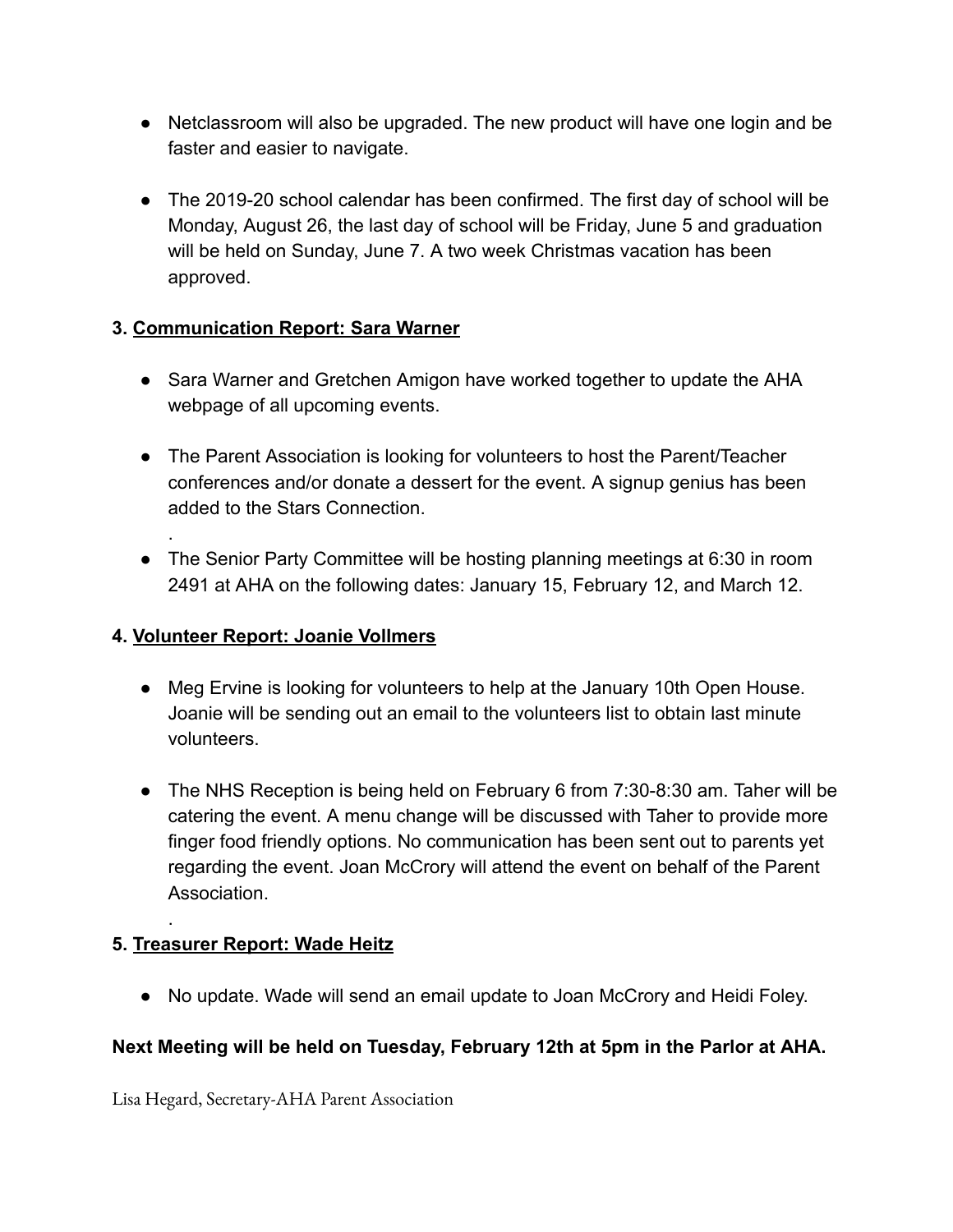- Netclassroom will also be upgraded. The new product will have one login and be faster and easier to navigate.

- The 2019-20 school calendar has been confirmed. The first day of school will be Monday, August 26, the last day of school will be Friday, June 5 and graduation will be held on Sunday, June 7. A two week Christmas vacation has been approved.

### 3. <u>Communication Report: Sara Warner</u>

- Sara Warner and Gretchen Amigon have worked together to update the AHA webpage of all upcoming events.

- The Parent Association is looking for volunteers to host the Parent/Teacher conferences and/or donate a dessert for the event. A signup genius has been added to the Stars Connection.

.

- The Senior Party Committee will be hosting planning meetings at 6:30 in room 2491 at AHA on the following dates: January 15, February 12, and March 12.

### 4. <u>Volunteer Report: Joanie Vollmers</u>

- Meg Ervine is looking for volunteers to help at the January 10th Open House. Joanie will be sending out an email to the volunteers list to obtain last minute volunteers.

- The NHS Reception is being held on February 6 from 7:30-8:30 am. Taher will be catering the event. A menu change will be discussed with Taher to provide more finger food friendly options. No communication has been sent out to parents yet regarding the event. Joan McCrory will attend the event on behalf of the Parent Association.

.

### 5. <u>Treasurer Report: Wade Heitz</u>

- No update. Wade will send an email update to Joan McCrory and Heidi Foley.

**Next Meeting will be held on Tuesday, February 12th at 5pm in the Parlor at AHA.**

Lisa Hegard, Secretary-AHA Parent Association